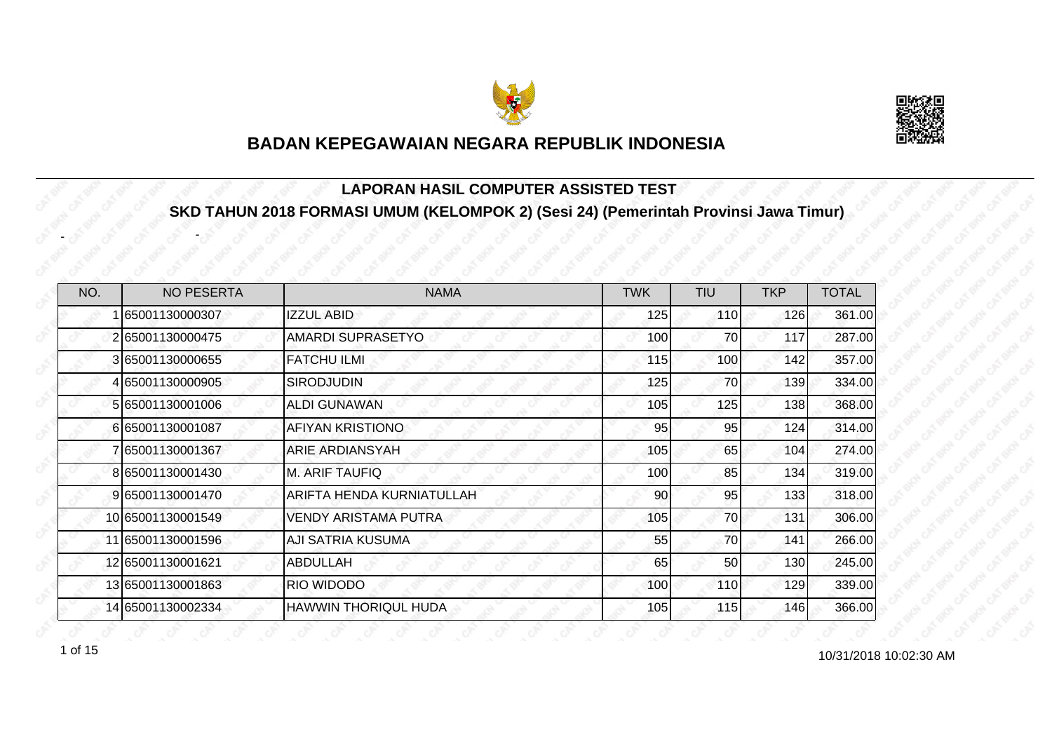# BADAN KEPEGAWAIAN NEGARA REPUBLIK INDONESIA

## LAPORAN HASIL COMPUTER ASSISTED TEST

## SKD TAHUN 2018 FORMASI UMUM (KELOMPOK 2) (Sesi 24) (Pemerintah Provinsi Jawa Timur)

- -

| NO. | NO PESERTA | NAMA | TWK | TIU | TKP | TOTAL |
|---|---|---|---|---|---|---|
| 1 | 65001130000307 | IZZUL ABID | 125 | 110 | 126 | 361.00 |
| 2 | 65001130000475 | AMARDI SUPRASETYO | 100 | 70 | 117 | 287.00 |
| 3 | 65001130000655 | FATCHU ILMI | 115 | 100 | 142 | 357.00 |
| 4 | 65001130000905 | SIRODJUDIN | 125 | 70 | 139 | 334.00 |
| 5 | 65001130001006 | ALDI GUNAWAN | 105 | 125 | 138 | 368.00 |
| 6 | 65001130001087 | AFIYAN KRISTIONO | 95 | 95 | 124 | 314.00 |
| 7 | 65001130001367 | ARIE ARDIANSYAH | 105 | 65 | 104 | 274.00 |
| 8 | 65001130001430 | M. ARIF TAUFIQ | 100 | 85 | 134 | 319.00 |
| 9 | 65001130001470 | ARIFTA HENDA KURNIATULLAH | 90 | 95 | 133 | 318.00 |
| 10 | 65001130001549 | VENDY ARISTAMA PUTRA | 105 | 70 | 131 | 306.00 |
| 11 | 65001130001596 | AJI SATRIA KUSUMA | 55 | 70 | 141 | 266.00 |
| 12 | 65001130001621 | ABDULLAH | 65 | 50 | 130 | 245.00 |
| 13 | 65001130001863 | RIO WIDODO | 100 | 110 | 129 | 339.00 |
| 14 | 65001130002334 | HAWWIN THORIQUL HUDA | 105 | 115 | 146 | 366.00 |

10/31/2018 10:02:30 AM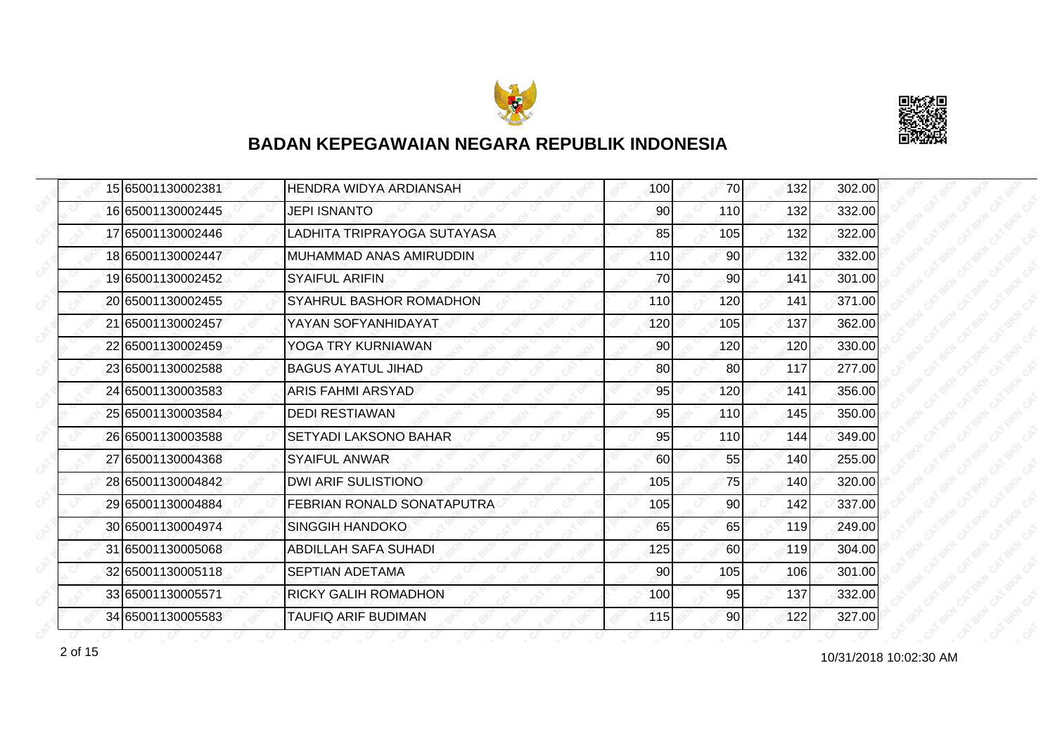## BADAN KEPEGAWAIAN NEGARA REPUBLIK INDONESIA

| | | | | | | |
|---|---|---|---|---|---|---|
| 15 | 65001130002381 | HENDRA WIDYA ARDIANSAH | 100 | 70 | 132 | 302.00 |
| 16 | 65001130002445 | JEPI ISNANTO | 90 | 110 | 132 | 332.00 |
| 17 | 65001130002446 | LADHITA TRIPRAYOGA SUTAYASA | 85 | 105 | 132 | 322.00 |
| 18 | 65001130002447 | MUHAMMAD ANAS AMIRUDDIN | 110 | 90 | 132 | 332.00 |
| 19 | 65001130002452 | SYAIFUL ARIFIN | 70 | 90 | 141 | 301.00 |
| 20 | 65001130002455 | SYAHRUL BASHOR ROMADHON | 110 | 120 | 141 | 371.00 |
| 21 | 65001130002457 | YAYAN SOFYANHIDAYAT | 120 | 105 | 137 | 362.00 |
| 22 | 65001130002459 | YOGA TRY KURNIAWAN | 90 | 120 | 120 | 330.00 |
| 23 | 65001130002588 | BAGUS AYATUL JIHAD | 80 | 80 | 117 | 277.00 |
| 24 | 65001130003583 | ARIS FAHMI ARSYAD | 95 | 120 | 141 | 356.00 |
| 25 | 65001130003584 | DEDI RESTIAWAN | 95 | 110 | 145 | 350.00 |
| 26 | 65001130003588 | SETYADI LAKSONO BAHAR | 95 | 110 | 144 | 349.00 |
| 27 | 65001130004368 | SYAIFUL ANWAR | 60 | 55 | 140 | 255.00 |
| 28 | 65001130004842 | DWI ARIF SULISTIONO | 105 | 75 | 140 | 320.00 |
| 29 | 65001130004884 | FEBRIAN RONALD SONATAPUTRA | 105 | 90 | 142 | 337.00 |
| 30 | 65001130004974 | SINGGIH HANDOKO | 65 | 65 | 119 | 249.00 |
| 31 | 65001130005068 | ABDILLAH SAFA SUHADI | 125 | 60 | 119 | 304.00 |
| 32 | 65001130005118 | SEPTIAN ADETAMA | 90 | 105 | 106 | 301.00 |
| 33 | 65001130005571 | RICKY GALIH ROMADHON | 100 | 95 | 137 | 332.00 |
| 34 | 65001130005583 | TAUFIQ ARIF BUDIMAN | 115 | 90 | 122 | 327.00 |

10/31/2018 10:02:30 AM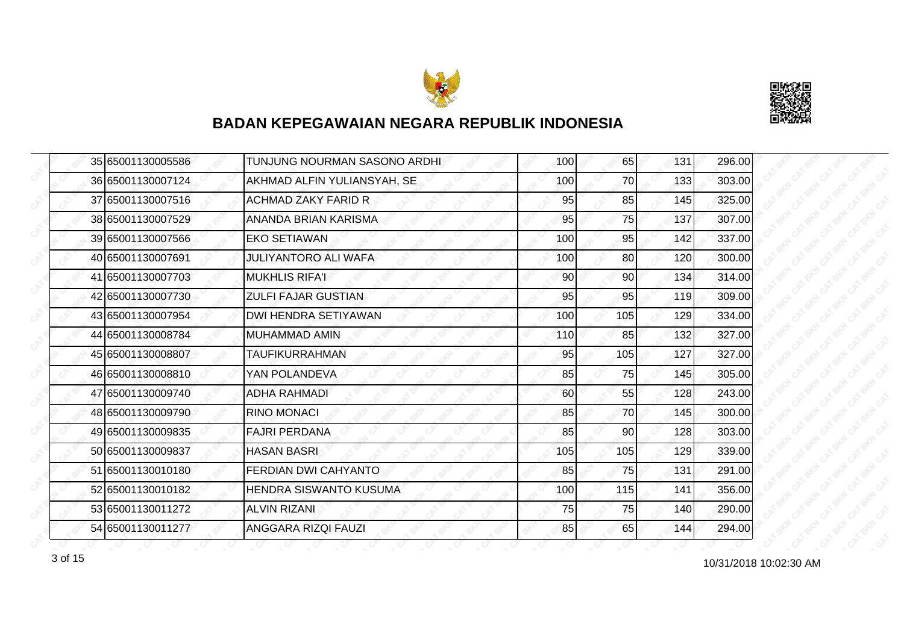# BADAN KEPEGAWAIAN NEGARA REPUBLIK INDONESIA

| | | | | | | |
|---|---|---|---|---|---|---|
| 35 | 65001130005586 | TUNJUNG NOURMAN SASONO ARDHI | 100 | 65 | 131 | 296.00 |
| 36 | 65001130007124 | AKHMAD ALFIN YULIANSYAH, SE | 100 | 70 | 133 | 303.00 |
| 37 | 65001130007516 | ACHMAD ZAKY FARID R | 95 | 85 | 145 | 325.00 |
| 38 | 65001130007529 | ANANDA BRIAN KARISMA | 95 | 75 | 137 | 307.00 |
| 39 | 65001130007566 | EKO SETIAWAN | 100 | 95 | 142 | 337.00 |
| 40 | 65001130007691 | JULIYANTORO ALI WAFA | 100 | 80 | 120 | 300.00 |
| 41 | 65001130007703 | MUKHLIS RIFA'I | 90 | 90 | 134 | 314.00 |
| 42 | 65001130007730 | ZULFI FAJAR GUSTIAN | 95 | 95 | 119 | 309.00 |
| 43 | 65001130007954 | DWI HENDRA SETIYAWAN | 100 | 105 | 129 | 334.00 |
| 44 | 65001130008784 | MUHAMMAD AMIN | 110 | 85 | 132 | 327.00 |
| 45 | 65001130008807 | TAUFIKURRAHMAN | 95 | 105 | 127 | 327.00 |
| 46 | 65001130008810 | YAN POLANDEVA | 85 | 75 | 145 | 305.00 |
| 47 | 65001130009740 | ADHA RAHMADI | 60 | 55 | 128 | 243.00 |
| 48 | 65001130009790 | RINO MONACI | 85 | 70 | 145 | 300.00 |
| 49 | 65001130009835 | FAJRI PERDANA | 85 | 90 | 128 | 303.00 |
| 50 | 65001130009837 | HASAN BASRI | 105 | 105 | 129 | 339.00 |
| 51 | 65001130010180 | FERDIAN DWI CAHYANTO | 85 | 75 | 131 | 291.00 |
| 52 | 65001130010182 | HENDRA SISWANTO KUSUMA | 100 | 115 | 141 | 356.00 |
| 53 | 65001130011272 | ALVIN RIZANI | 75 | 75 | 140 | 290.00 |
| 54 | 65001130011277 | ANGGARA RIZQI FAUZI | 85 | 65 | 144 | 294.00 |

10/31/2018 10:02:30 AM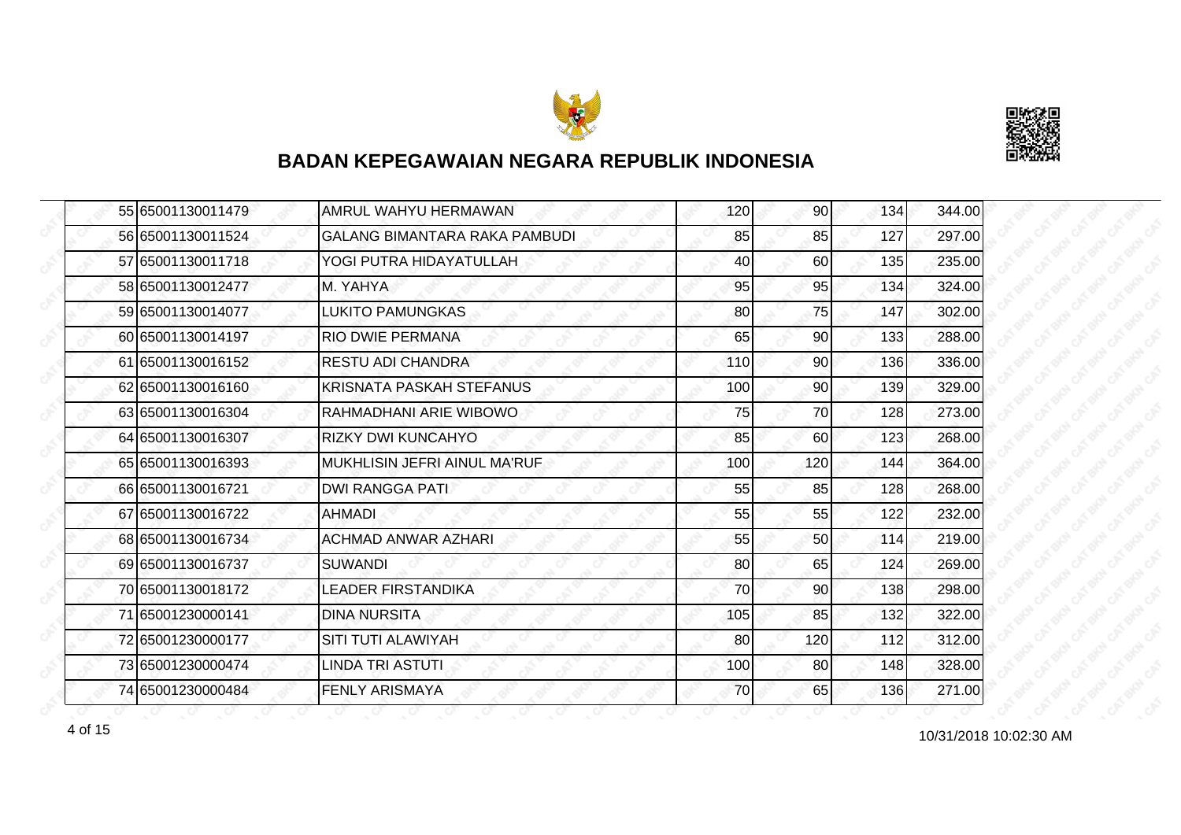# BADAN KEPEGAWAIAN NEGARA REPUBLIK INDONESIA

| | | | | | | |
|---|---|---|---|---|---|---|
| 55 | 65001130011479 | AMRUL WAHYU HERMAWAN | 120 | 90 | 134 | 344.00 |
| 56 | 65001130011524 | GALANG BIMANTARA RAKA PAMBUDI | 85 | 85 | 127 | 297.00 |
| 57 | 65001130011718 | YOGI PUTRA HIDAYATULLAH | 40 | 60 | 135 | 235.00 |
| 58 | 65001130012477 | M. YAHYA | 95 | 95 | 134 | 324.00 |
| 59 | 65001130014077 | LUKITO PAMUNGKAS | 80 | 75 | 147 | 302.00 |
| 60 | 65001130014197 | RIO DWIE PERMANA | 65 | 90 | 133 | 288.00 |
| 61 | 65001130016152 | RESTU ADI CHANDRA | 110 | 90 | 136 | 336.00 |
| 62 | 65001130016160 | KRISNATA PASKAH STEFANUS | 100 | 90 | 139 | 329.00 |
| 63 | 65001130016304 | RAHMADHANI ARIE WIBOWO | 75 | 70 | 128 | 273.00 |
| 64 | 65001130016307 | RIZKY DWI KUNCAHYO | 85 | 60 | 123 | 268.00 |
| 65 | 65001130016393 | MUKHLISIN JEFRI AINUL MA'RUF | 100 | 120 | 144 | 364.00 |
| 66 | 65001130016721 | DWI RANGGA PATI | 55 | 85 | 128 | 268.00 |
| 67 | 65001130016722 | AHMADI | 55 | 55 | 122 | 232.00 |
| 68 | 65001130016734 | ACHMAD ANWAR AZHARI | 55 | 50 | 114 | 219.00 |
| 69 | 65001130016737 | SUWANDI | 80 | 65 | 124 | 269.00 |
| 70 | 65001130018172 | LEADER FIRSTANDIKA | 70 | 90 | 138 | 298.00 |
| 71 | 65001230000141 | DINA NURSITA | 105 | 85 | 132 | 322.00 |
| 72 | 65001230000177 | SITI TUTI ALAWIYAH | 80 | 120 | 112 | 312.00 |
| 73 | 65001230000474 | LINDA TRI ASTUTI | 100 | 80 | 148 | 328.00 |
| 74 | 65001230000484 | FENLY ARISMAYA | 70 | 65 | 136 | 271.00 |

10/31/2018 10:02:30 AM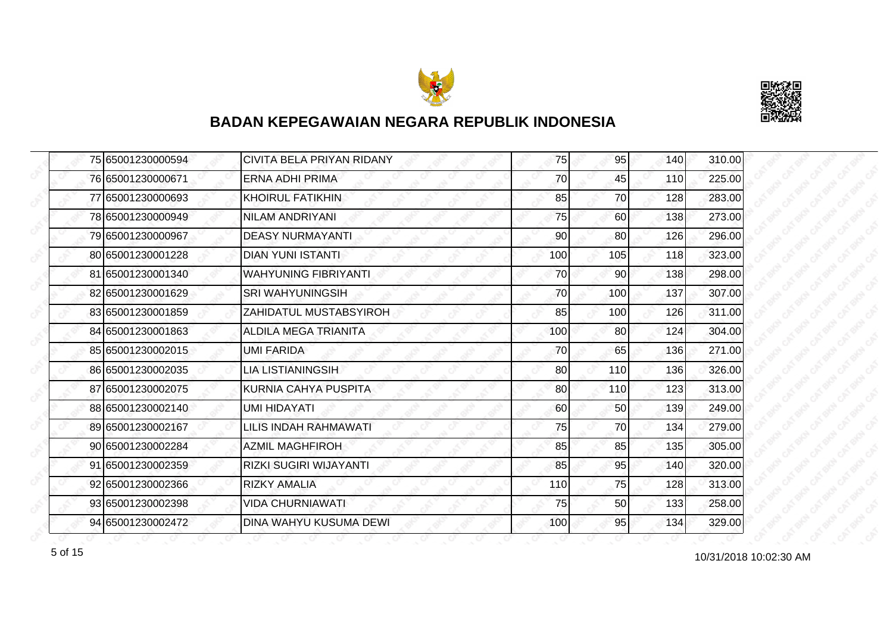## BADAN KEPEGAWAIAN NEGARA REPUBLIK INDONESIA

| | | | | | | |
|---|---|---|---|---|---|---|
| 75 | 65001230000594 | CIVITA BELA PRIYAN RIDANY | 75 | 95 | 140 | 310.00 |
| 76 | 65001230000671 | ERNA ADHI PRIMA | 70 | 45 | 110 | 225.00 |
| 77 | 65001230000693 | KHOIRUL FATIKHIN | 85 | 70 | 128 | 283.00 |
| 78 | 65001230000949 | NILAM ANDRIYANI | 75 | 60 | 138 | 273.00 |
| 79 | 65001230000967 | DEASY NURMAYANTI | 90 | 80 | 126 | 296.00 |
| 80 | 65001230001228 | DIAN YUNI ISTANTI | 100 | 105 | 118 | 323.00 |
| 81 | 65001230001340 | WAHYUNING FIBRIYANTI | 70 | 90 | 138 | 298.00 |
| 82 | 65001230001629 | SRI WAHYUNINGSIH | 70 | 100 | 137 | 307.00 |
| 83 | 65001230001859 | ZAHIDATUL MUSTABSYIROH | 85 | 100 | 126 | 311.00 |
| 84 | 65001230001863 | ALDILA MEGA TRIANITA | 100 | 80 | 124 | 304.00 |
| 85 | 65001230002015 | UMI FARIDA | 70 | 65 | 136 | 271.00 |
| 86 | 65001230002035 | LIA LISTIANINGSIH | 80 | 110 | 136 | 326.00 |
| 87 | 65001230002075 | KURNIA CAHYA PUSPITA | 80 | 110 | 123 | 313.00 |
| 88 | 65001230002140 | UMI HIDAYATI | 60 | 50 | 139 | 249.00 |
| 89 | 65001230002167 | LILIS INDAH RAHMAWATI | 75 | 70 | 134 | 279.00 |
| 90 | 65001230002284 | AZMIL MAGHFIROH | 85 | 85 | 135 | 305.00 |
| 91 | 65001230002359 | RIZKI SUGIRI WIJAYANTI | 85 | 95 | 140 | 320.00 |
| 92 | 65001230002366 | RIZKY AMALIA | 110 | 75 | 128 | 313.00 |
| 93 | 65001230002398 | VIDA CHURNIAWATI | 75 | 50 | 133 | 258.00 |
| 94 | 65001230002472 | DINA WAHYU KUSUMA DEWI | 100 | 95 | 134 | 329.00 |

10/31/2018 10:02:30 AM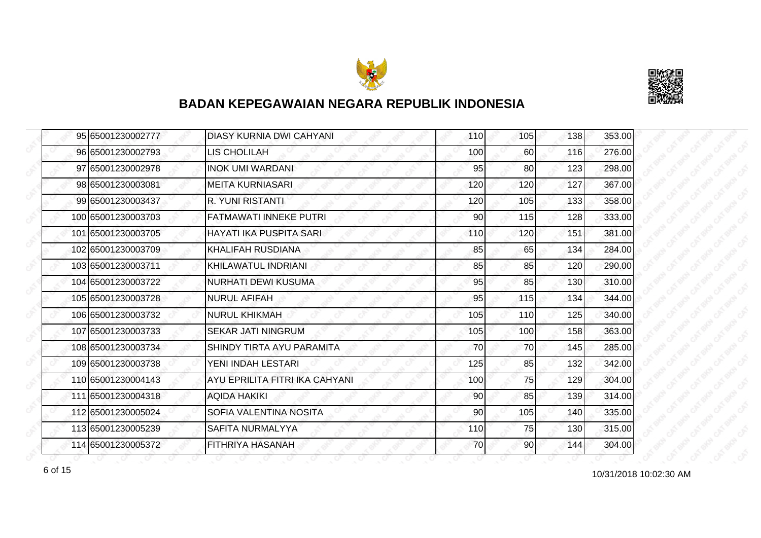# BADAN KEPEGAWAIAN NEGARA REPUBLIK INDONESIA

| | | | | | | |
|---|---|---|---|---|---|---|
| 95 | 65001230002777 | DIASY KURNIA DWI CAHYANI | 110 | 105 | 138 | 353.00 |
| 96 | 65001230002793 | LIS CHOLILAH | 100 | 60 | 116 | 276.00 |
| 97 | 65001230002978 | INOK UMI WARDANI | 95 | 80 | 123 | 298.00 |
| 98 | 65001230003081 | MEITA KURNIASARI | 120 | 120 | 127 | 367.00 |
| 99 | 65001230003437 | R. YUNI RISTANTI | 120 | 105 | 133 | 358.00 |
| 100 | 65001230003703 | FATMAWATI INNEKE PUTRI | 90 | 115 | 128 | 333.00 |
| 101 | 65001230003705 | HAYATI IKA PUSPITA SARI | 110 | 120 | 151 | 381.00 |
| 102 | 65001230003709 | KHALIFAH RUSDIANA | 85 | 65 | 134 | 284.00 |
| 103 | 65001230003711 | KHILAWATUL INDRIANI | 85 | 85 | 120 | 290.00 |
| 104 | 65001230003722 | NURHATI DEWI KUSUMA | 95 | 85 | 130 | 310.00 |
| 105 | 65001230003728 | NURUL AFIFAH | 95 | 115 | 134 | 344.00 |
| 106 | 65001230003732 | NURUL KHIKMAH | 105 | 110 | 125 | 340.00 |
| 107 | 65001230003733 | SEKAR JATI NINGRUM | 105 | 100 | 158 | 363.00 |
| 108 | 65001230003734 | SHINDY TIRTA AYU PARAMITA | 70 | 70 | 145 | 285.00 |
| 109 | 65001230003738 | YENI INDAH LESTARI | 125 | 85 | 132 | 342.00 |
| 110 | 65001230004143 | AYU EPRILITA FITRI IKA CAHYANI | 100 | 75 | 129 | 304.00 |
| 111 | 65001230004318 | AQIDA HAKIKI | 90 | 85 | 139 | 314.00 |
| 112 | 65001230005024 | SOFIA VALENTINA NOSITA | 90 | 105 | 140 | 335.00 |
| 113 | 65001230005239 | SAFITA NURMALYYA | 110 | 75 | 130 | 315.00 |
| 114 | 65001230005372 | FITHRIYA HASANAH | 70 | 90 | 144 | 304.00 |

10/31/2018 10:02:30 AM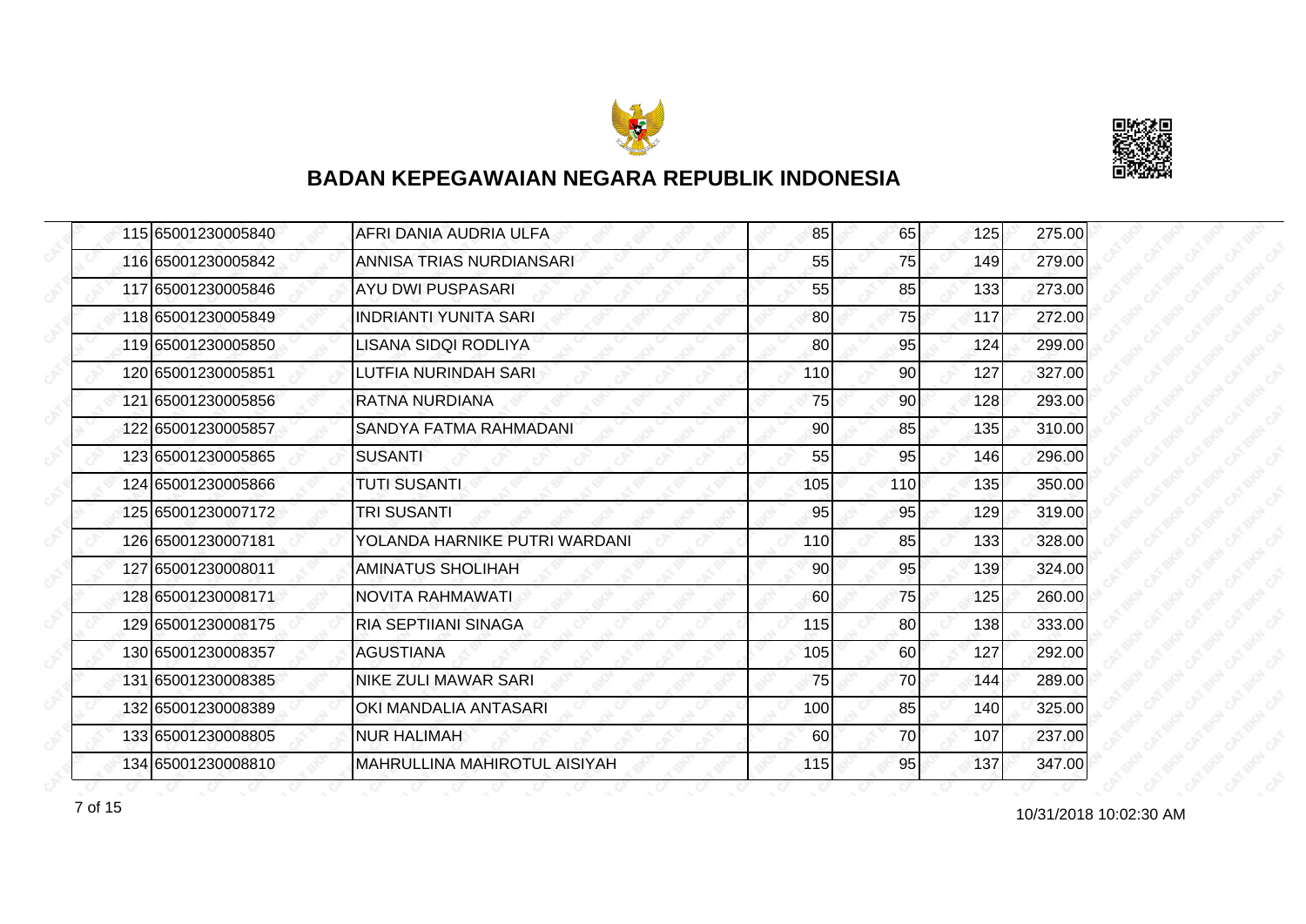# BADAN KEPEGAWAIAN NEGARA REPUBLIK INDONESIA

| | | | | | | |
|---|---|---|---|---|---|---|
| 115 | 65001230005840 | AFRI DANIA AUDRIA ULFA | 85 | 65 | 125 | 275.00 |
| 116 | 65001230005842 | ANNISA TRIAS NURDIANSARI | 55 | 75 | 149 | 279.00 |
| 117 | 65001230005846 | AYU DWI PUSPASARI | 55 | 85 | 133 | 273.00 |
| 118 | 65001230005849 | INDRIANTI YUNITA SARI | 80 | 75 | 117 | 272.00 |
| 119 | 65001230005850 | LISANA SIDQI RODLIYA | 80 | 95 | 124 | 299.00 |
| 120 | 65001230005851 | LUTFIA NURINDAH SARI | 110 | 90 | 127 | 327.00 |
| 121 | 65001230005856 | RATNA NURDIANA | 75 | 90 | 128 | 293.00 |
| 122 | 65001230005857 | SANDYA FATMA RAHMADANI | 90 | 85 | 135 | 310.00 |
| 123 | 65001230005865 | SUSANTI | 55 | 95 | 146 | 296.00 |
| 124 | 65001230005866 | TUTI SUSANTI | 105 | 110 | 135 | 350.00 |
| 125 | 65001230007172 | TRI SUSANTI | 95 | 95 | 129 | 319.00 |
| 126 | 65001230007181 | YOLANDA HARNIKE PUTRI WARDANI | 110 | 85 | 133 | 328.00 |
| 127 | 65001230008011 | AMINATUS SHOLIHAH | 90 | 95 | 139 | 324.00 |
| 128 | 65001230008171 | NOVITA RAHMAWATI | 60 | 75 | 125 | 260.00 |
| 129 | 65001230008175 | RIA SEPTIIANI SINAGA | 115 | 80 | 138 | 333.00 |
| 130 | 65001230008357 | AGUSTIANA | 105 | 60 | 127 | 292.00 |
| 131 | 65001230008385 | NIKE ZULI MAWAR SARI | 75 | 70 | 144 | 289.00 |
| 132 | 65001230008389 | OKI MANDALIA ANTASARI | 100 | 85 | 140 | 325.00 |
| 133 | 65001230008805 | NUR HALIMAH | 60 | 70 | 107 | 237.00 |
| 134 | 65001230008810 | MAHRULLINA MAHIROTUL AISIYAH | 115 | 95 | 137 | 347.00 |

10/31/2018 10:02:30 AM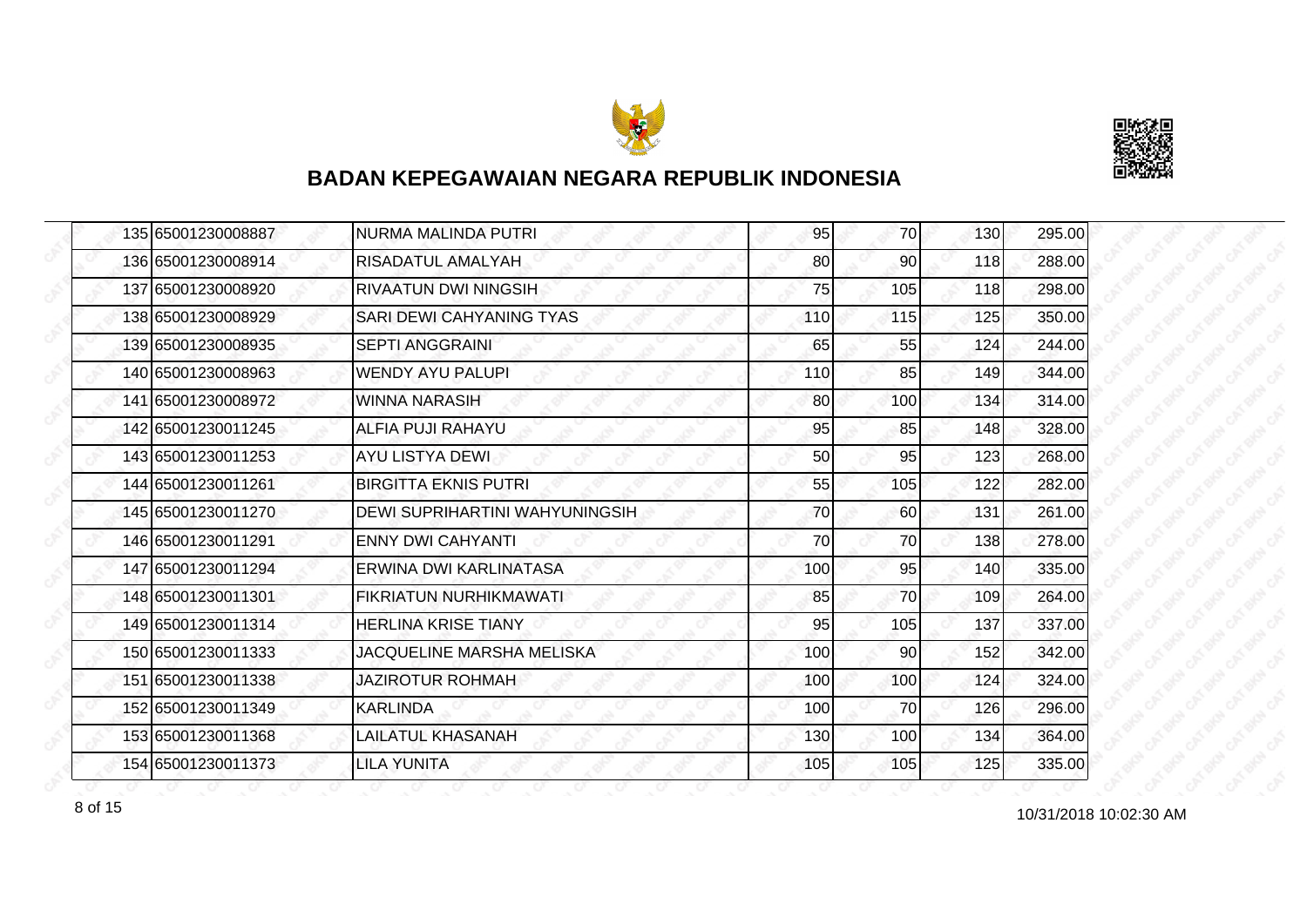## BADAN KEPEGAWAIAN NEGARA REPUBLIK INDONESIA

| | | | | | | |
|---|---|---|---|---|---|---|
| 135 | 65001230008887 | NURMA MALINDA PUTRI | 95 | 70 | 130 | 295.00 |
| 136 | 65001230008914 | RISADATUL AMALYAH | 80 | 90 | 118 | 288.00 |
| 137 | 65001230008920 | RIVAATUN DWI NINGSIH | 75 | 105 | 118 | 298.00 |
| 138 | 65001230008929 | SARI DEWI CAHYANING TYAS | 110 | 115 | 125 | 350.00 |
| 139 | 65001230008935 | SEPTI ANGGRAINI | 65 | 55 | 124 | 244.00 |
| 140 | 65001230008963 | WENDY AYU PALUPI | 110 | 85 | 149 | 344.00 |
| 141 | 65001230008972 | WINNA NARASIH | 80 | 100 | 134 | 314.00 |
| 142 | 65001230011245 | ALFIA PUJI RAHAYU | 95 | 85 | 148 | 328.00 |
| 143 | 65001230011253 | AYU LISTYA DEWI | 50 | 95 | 123 | 268.00 |
| 144 | 65001230011261 | BIRGITTA EKNIS PUTRI | 55 | 105 | 122 | 282.00 |
| 145 | 65001230011270 | DEWI SUPRIHARTINI WAHYUNINGSIH | 70 | 60 | 131 | 261.00 |
| 146 | 65001230011291 | ENNY DWI CAHYANTI | 70 | 70 | 138 | 278.00 |
| 147 | 65001230011294 | ERWINA DWI KARLINATASA | 100 | 95 | 140 | 335.00 |
| 148 | 65001230011301 | FIKRIATUN NURHIKMAWATI | 85 | 70 | 109 | 264.00 |
| 149 | 65001230011314 | HERLINA KRISE TIANY | 95 | 105 | 137 | 337.00 |
| 150 | 65001230011333 | JACQUELINE MARSHA MELISKA | 100 | 90 | 152 | 342.00 |
| 151 | 65001230011338 | JAZIROTUR ROHMAH | 100 | 100 | 124 | 324.00 |
| 152 | 65001230011349 | KARLINDA | 100 | 70 | 126 | 296.00 |
| 153 | 65001230011368 | LAILATUL KHASANAH | 130 | 100 | 134 | 364.00 |
| 154 | 65001230011373 | LILA YUNITA | 105 | 105 | 125 | 335.00 |

10/31/2018 10:02:30 AM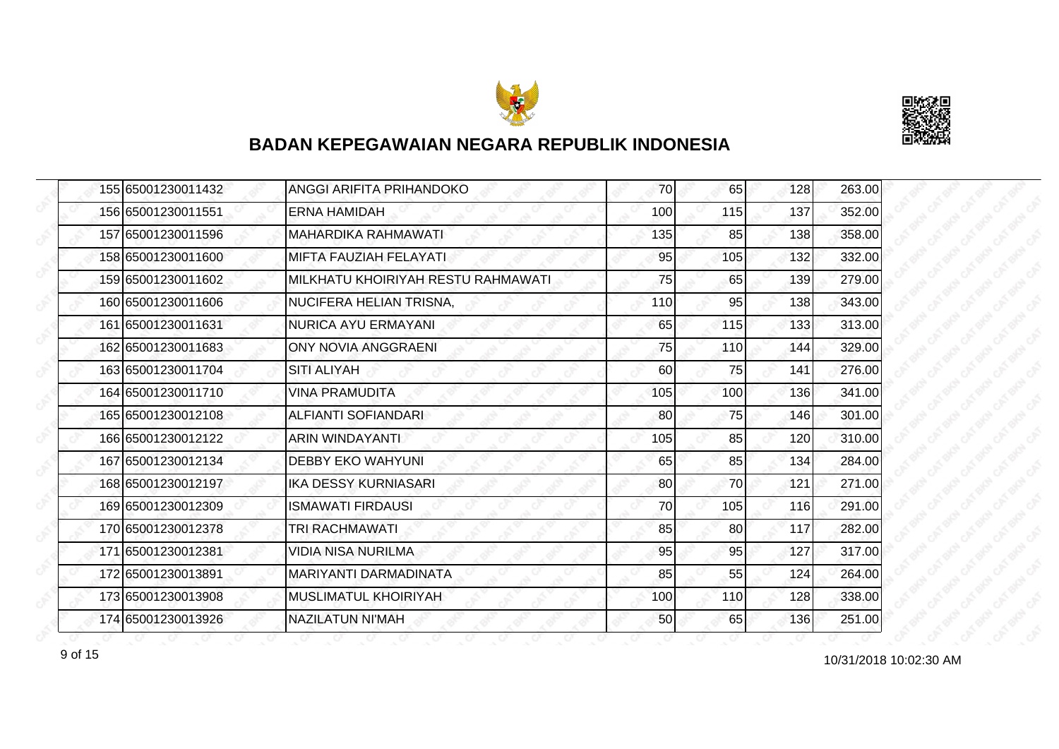# BADAN KEPEGAWAIAN NEGARA REPUBLIK INDONESIA

| | | | | | | |
|---|---|---|---|---|---|---|
| 155 | 65001230011432 | ANGGI ARIFITA PRIHANDOKO | 70 | 65 | 128 | 263.00 |
| 156 | 65001230011551 | ERNA HAMIDAH | 100 | 115 | 137 | 352.00 |
| 157 | 65001230011596 | MAHARDIKA RAHMAWATI | 135 | 85 | 138 | 358.00 |
| 158 | 65001230011600 | MIFTA FAUZIAH FELAYATI | 95 | 105 | 132 | 332.00 |
| 159 | 65001230011602 | MILKHATU KHOIRIYAH RESTU RAHMAWATI | 75 | 65 | 139 | 279.00 |
| 160 | 65001230011606 | NUCIFERA HELIAN TRISNA, | 110 | 95 | 138 | 343.00 |
| 161 | 65001230011631 | NURICA AYU ERMAYANI | 65 | 115 | 133 | 313.00 |
| 162 | 65001230011683 | ONY NOVIA ANGGRAENI | 75 | 110 | 144 | 329.00 |
| 163 | 65001230011704 | SITI ALIYAH | 60 | 75 | 141 | 276.00 |
| 164 | 65001230011710 | VINA PRAMUDITA | 105 | 100 | 136 | 341.00 |
| 165 | 65001230012108 | ALFIANTI SOFIANDARI | 80 | 75 | 146 | 301.00 |
| 166 | 65001230012122 | ARIN WINDAYANTI | 105 | 85 | 120 | 310.00 |
| 167 | 65001230012134 | DEBBY EKO WAHYUNI | 65 | 85 | 134 | 284.00 |
| 168 | 65001230012197 | IKA DESSY KURNIASARI | 80 | 70 | 121 | 271.00 |
| 169 | 65001230012309 | ISMAWATI FIRDAUSI | 70 | 105 | 116 | 291.00 |
| 170 | 65001230012378 | TRI RACHMAWATI | 85 | 80 | 117 | 282.00 |
| 171 | 65001230012381 | VIDIA NISA NURILMA | 95 | 95 | 127 | 317.00 |
| 172 | 65001230013891 | MARIYANTI DARMADINATA | 85 | 55 | 124 | 264.00 |
| 173 | 65001230013908 | MUSLIMATUL KHOIRIYAH | 100 | 110 | 128 | 338.00 |
| 174 | 65001230013926 | NAZILATUN NI'MAH | 50 | 65 | 136 | 251.00 |

10/31/2018 10:02:30 AM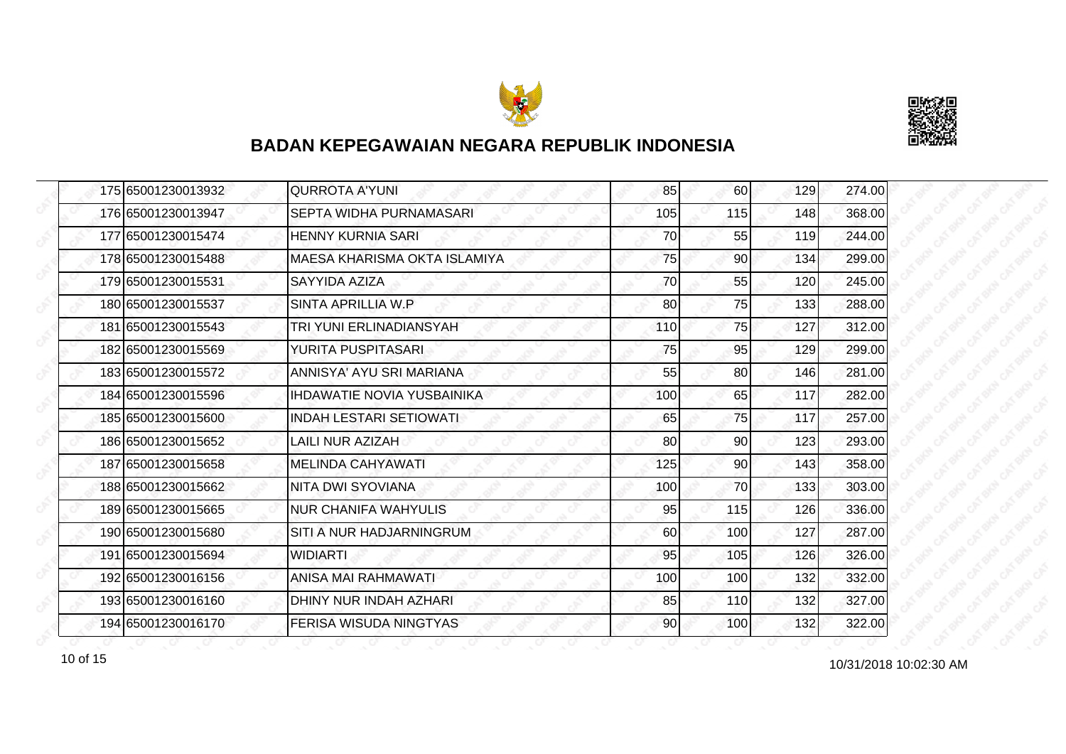# BADAN KEPEGAWAIAN NEGARA REPUBLIK INDONESIA

| | | | | | | |
|---|---|---|---|---|---|---|
| 175 | 65001230013932 | QURROTA A'YUNI | 85 | 60 | 129 | 274.00 |
| 176 | 65001230013947 | SEPTA WIDHA PURNAMASARI | 105 | 115 | 148 | 368.00 |
| 177 | 65001230015474 | HENNY KURNIA SARI | 70 | 55 | 119 | 244.00 |
| 178 | 65001230015488 | MAESA KHARISMA OKTA ISLAMIYA | 75 | 90 | 134 | 299.00 |
| 179 | 65001230015531 | SAYYIDA AZIZA | 70 | 55 | 120 | 245.00 |
| 180 | 65001230015537 | SINTA APRILLIA W.P | 80 | 75 | 133 | 288.00 |
| 181 | 65001230015543 | TRI YUNI ERLINADIANSYAH | 110 | 75 | 127 | 312.00 |
| 182 | 65001230015569 | YURITA PUSPITASARI | 75 | 95 | 129 | 299.00 |
| 183 | 65001230015572 | ANNISYA' AYU SRI MARIANA | 55 | 80 | 146 | 281.00 |
| 184 | 65001230015596 | IHDAWATIE NOVIA YUSBAINIKA | 100 | 65 | 117 | 282.00 |
| 185 | 65001230015600 | INDAH LESTARI SETIOWATI | 65 | 75 | 117 | 257.00 |
| 186 | 65001230015652 | LAILI NUR AZIZAH | 80 | 90 | 123 | 293.00 |
| 187 | 65001230015658 | MELINDA CAHYAWATI | 125 | 90 | 143 | 358.00 |
| 188 | 65001230015662 | NITA DWI SYOVIANA | 100 | 70 | 133 | 303.00 |
| 189 | 65001230015665 | NUR CHANIFA WAHYULIS | 95 | 115 | 126 | 336.00 |
| 190 | 65001230015680 | SITI A NUR HADJARNINGRUM | 60 | 100 | 127 | 287.00 |
| 191 | 65001230015694 | WIDIARTI | 95 | 105 | 126 | 326.00 |
| 192 | 65001230016156 | ANISA MAI RAHMAWATI | 100 | 100 | 132 | 332.00 |
| 193 | 65001230016160 | DHINY NUR INDAH AZHARI | 85 | 110 | 132 | 327.00 |
| 194 | 65001230016170 | FERISA WISUDA NINGTYAS | 90 | 100 | 132 | 322.00 |

10/31/2018 10:02:30 AM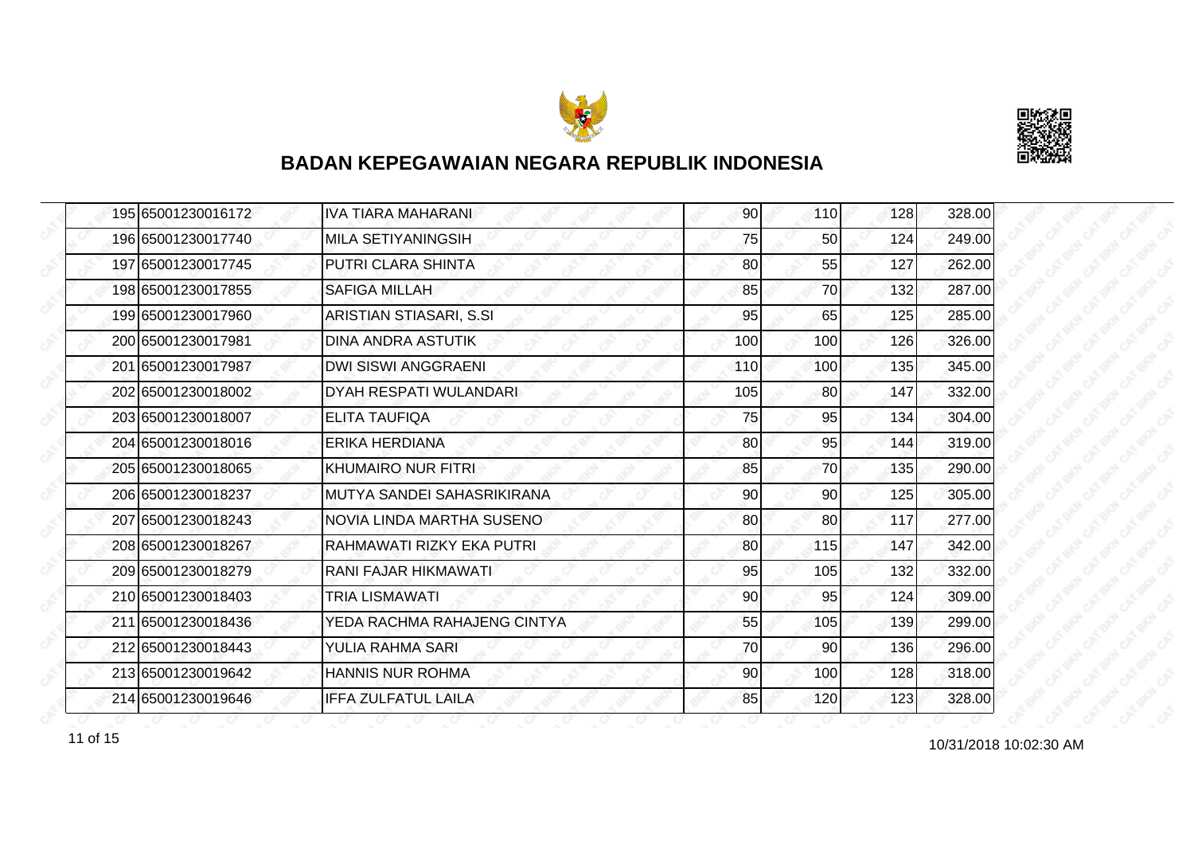# BADAN KEPEGAWAIAN NEGARA REPUBLIK INDONESIA

| | | | | | | |
|---|---|---|---|---|---|---|
| 195 | 65001230016172 | IVA TIARA MAHARANI | 90 | 110 | 128 | 328.00 |
| 196 | 65001230017740 | MILA SETIYANINGSIH | 75 | 50 | 124 | 249.00 |
| 197 | 65001230017745 | PUTRI CLARA SHINTA | 80 | 55 | 127 | 262.00 |
| 198 | 65001230017855 | SAFIGA MILLAH | 85 | 70 | 132 | 287.00 |
| 199 | 65001230017960 | ARISTIAN STIASARI, S.SI | 95 | 65 | 125 | 285.00 |
| 200 | 65001230017981 | DINA ANDRA ASTUTIK | 100 | 100 | 126 | 326.00 |
| 201 | 65001230017987 | DWI SISWI ANGGRAENI | 110 | 100 | 135 | 345.00 |
| 202 | 65001230018002 | DYAH RESPATI WULANDARI | 105 | 80 | 147 | 332.00 |
| 203 | 65001230018007 | ELITA TAUFIQA | 75 | 95 | 134 | 304.00 |
| 204 | 65001230018016 | ERIKA HERDIANA | 80 | 95 | 144 | 319.00 |
| 205 | 65001230018065 | KHUMAIRO NUR FITRI | 85 | 70 | 135 | 290.00 |
| 206 | 65001230018237 | MUTYA SANDEI SAHASRIKIRANA | 90 | 90 | 125 | 305.00 |
| 207 | 65001230018243 | NOVIA LINDA MARTHA SUSENO | 80 | 80 | 117 | 277.00 |
| 208 | 65001230018267 | RAHMAWATI RIZKY EKA PUTRI | 80 | 115 | 147 | 342.00 |
| 209 | 65001230018279 | RANI FAJAR HIKMAWATI | 95 | 105 | 132 | 332.00 |
| 210 | 65001230018403 | TRIA LISMAWATI | 90 | 95 | 124 | 309.00 |
| 211 | 65001230018436 | YEDA RACHMA RAHAJENG CINTYA | 55 | 105 | 139 | 299.00 |
| 212 | 65001230018443 | YULIA RAHMA SARI | 70 | 90 | 136 | 296.00 |
| 213 | 65001230019642 | HANNIS NUR ROHMA | 90 | 100 | 128 | 318.00 |
| 214 | 65001230019646 | IFFA ZULFATUL LAILA | 85 | 120 | 123 | 328.00 |

10/31/2018 10:02:30 AM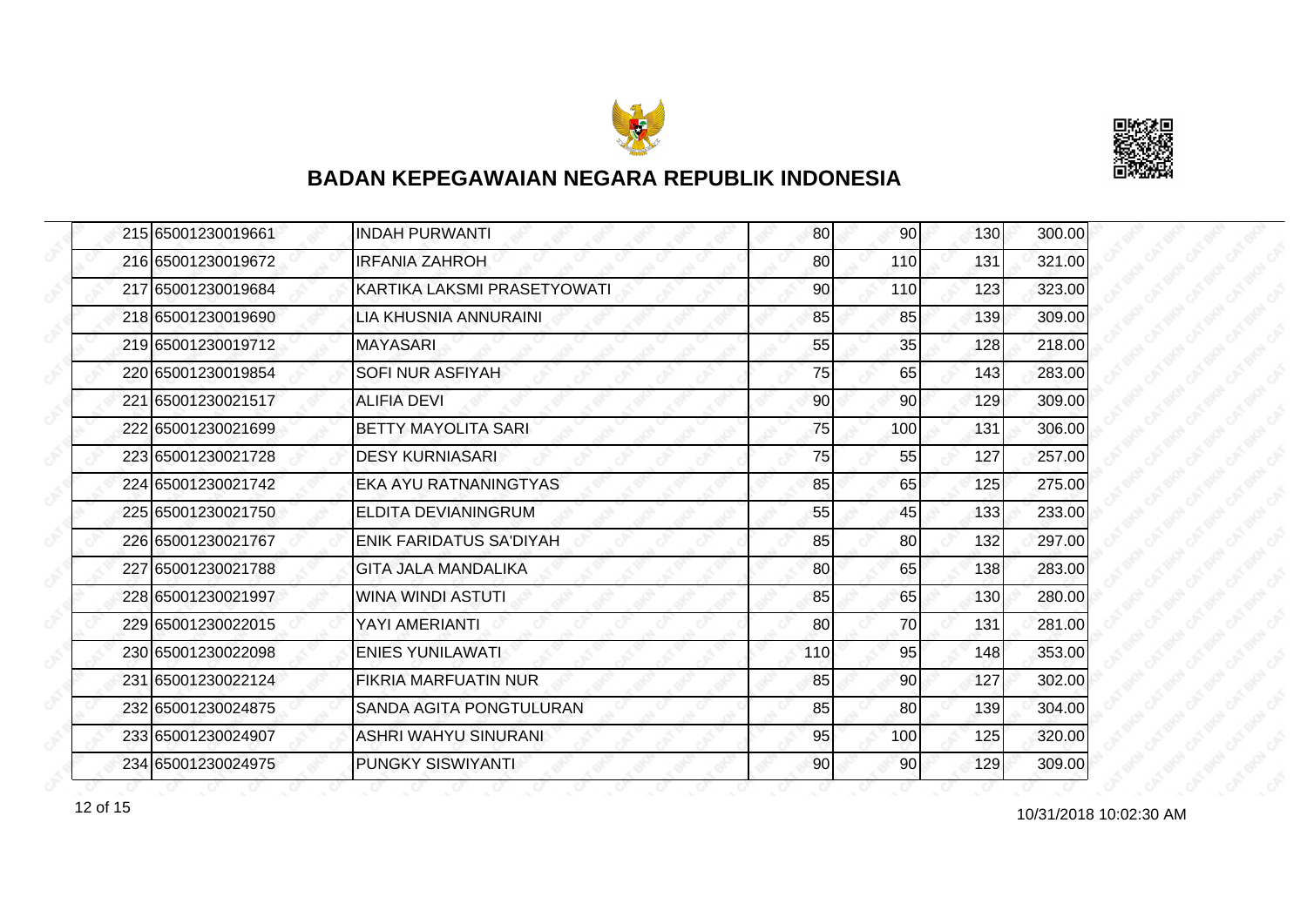## BADAN KEPEGAWAIAN NEGARA REPUBLIK INDONESIA

| | | | | | | |
|---|---|---|---|---|---|---|
| 215 | 65001230019661 | INDAH PURWANTI | 80 | 90 | 130 | 300.00 |
| 216 | 65001230019672 | IRFANIA ZAHROH | 80 | 110 | 131 | 321.00 |
| 217 | 65001230019684 | KARTIKA LAKSMI PRASETYOWATI | 90 | 110 | 123 | 323.00 |
| 218 | 65001230019690 | LIA KHUSNIA ANNURAINI | 85 | 85 | 139 | 309.00 |
| 219 | 65001230019712 | MAYASARI | 55 | 35 | 128 | 218.00 |
| 220 | 65001230019854 | SOFI NUR ASFIYAH | 75 | 65 | 143 | 283.00 |
| 221 | 65001230021517 | ALIFIA DEVI | 90 | 90 | 129 | 309.00 |
| 222 | 65001230021699 | BETTY MAYOLITA SARI | 75 | 100 | 131 | 306.00 |
| 223 | 65001230021728 | DESY KURNIASARI | 75 | 55 | 127 | 257.00 |
| 224 | 65001230021742 | EKA AYU RATNANINGTYAS | 85 | 65 | 125 | 275.00 |
| 225 | 65001230021750 | ELDITA DEVIANINGRUM | 55 | 45 | 133 | 233.00 |
| 226 | 65001230021767 | ENIK FARIDATUS SA'DIYAH | 85 | 80 | 132 | 297.00 |
| 227 | 65001230021788 | GITA JALA MANDALIKA | 80 | 65 | 138 | 283.00 |
| 228 | 65001230021997 | WINA WINDI ASTUTI | 85 | 65 | 130 | 280.00 |
| 229 | 65001230022015 | YAYI AMERIANTI | 80 | 70 | 131 | 281.00 |
| 230 | 65001230022098 | ENIES YUNILAWATI | 110 | 95 | 148 | 353.00 |
| 231 | 65001230022124 | FIKRIA MARFUATIN NUR | 85 | 90 | 127 | 302.00 |
| 232 | 65001230024875 | SANDA AGITA PONGTULURAN | 85 | 80 | 139 | 304.00 |
| 233 | 65001230024907 | ASHRI WAHYU SINURANI | 95 | 100 | 125 | 320.00 |
| 234 | 65001230024975 | PUNGKY SISWIYANTI | 90 | 90 | 129 | 309.00 |

10/31/2018 10:02:30 AM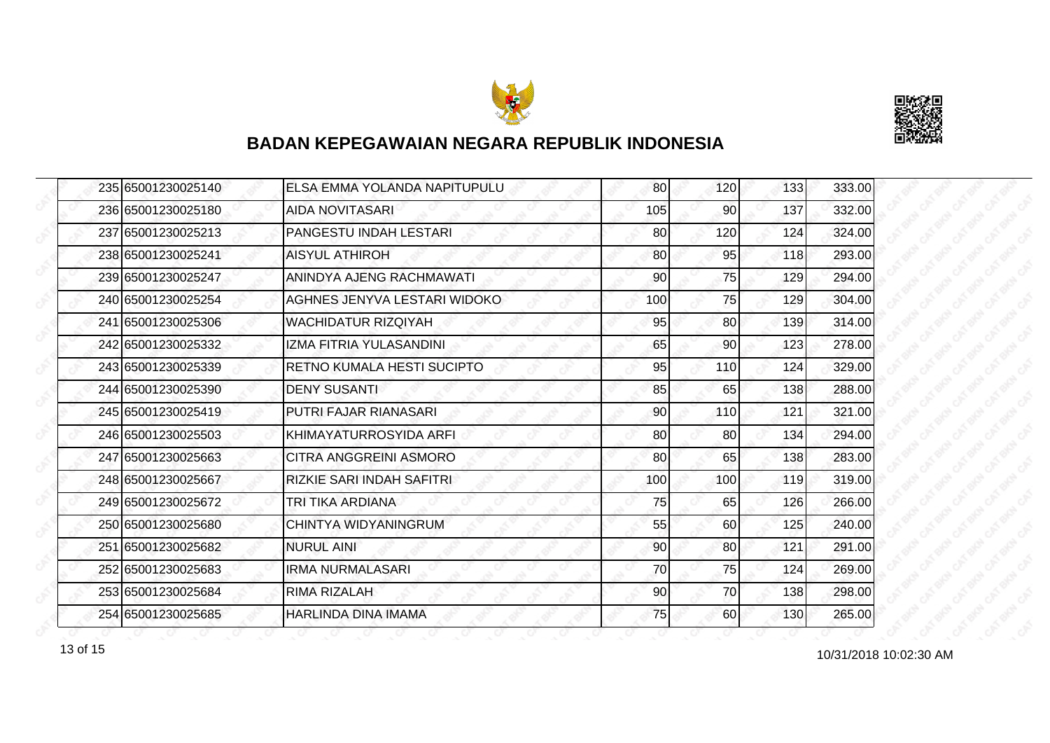# BADAN KEPEGAWAIAN NEGARA REPUBLIK INDONESIA

| | | | | | | |
|---|---|---|---|---|---|---|
| 235 | 65001230025140 | ELSA EMMA YOLANDA NAPITUPULU | 80 | 120 | 133 | 333.00 |
| 236 | 65001230025180 | AIDA NOVITASARI | 105 | 90 | 137 | 332.00 |
| 237 | 65001230025213 | PANGESTU INDAH LESTARI | 80 | 120 | 124 | 324.00 |
| 238 | 65001230025241 | AISYUL ATHIROH | 80 | 95 | 118 | 293.00 |
| 239 | 65001230025247 | ANINDYA AJENG RACHMAWATI | 90 | 75 | 129 | 294.00 |
| 240 | 65001230025254 | AGHNES JENYVA LESTARI WIDOKO | 100 | 75 | 129 | 304.00 |
| 241 | 65001230025306 | WACHIDATUR RIZQIYAH | 95 | 80 | 139 | 314.00 |
| 242 | 65001230025332 | IZMA FITRIA YULASANDINI | 65 | 90 | 123 | 278.00 |
| 243 | 65001230025339 | RETNO KUMALA HESTI SUCIPTO | 95 | 110 | 124 | 329.00 |
| 244 | 65001230025390 | DENY SUSANTI | 85 | 65 | 138 | 288.00 |
| 245 | 65001230025419 | PUTRI FAJAR RIANASARI | 90 | 110 | 121 | 321.00 |
| 246 | 65001230025503 | KHIMAYATURROSYIDA ARFI | 80 | 80 | 134 | 294.00 |
| 247 | 65001230025663 | CITRA ANGGREINI ASMORO | 80 | 65 | 138 | 283.00 |
| 248 | 65001230025667 | RIZKIE SARI INDAH SAFITRI | 100 | 100 | 119 | 319.00 |
| 249 | 65001230025672 | TRI TIKA ARDIANA | 75 | 65 | 126 | 266.00 |
| 250 | 65001230025680 | CHINTYA WIDYANINGRUM | 55 | 60 | 125 | 240.00 |
| 251 | 65001230025682 | NURUL AINI | 90 | 80 | 121 | 291.00 |
| 252 | 65001230025683 | IRMA NURMALASARI | 70 | 75 | 124 | 269.00 |
| 253 | 65001230025684 | RIMA RIZALAH | 90 | 70 | 138 | 298.00 |
| 254 | 65001230025685 | HARLINDA DINA IMAMA | 75 | 60 | 130 | 265.00 |

10/31/2018 10:02:30 AM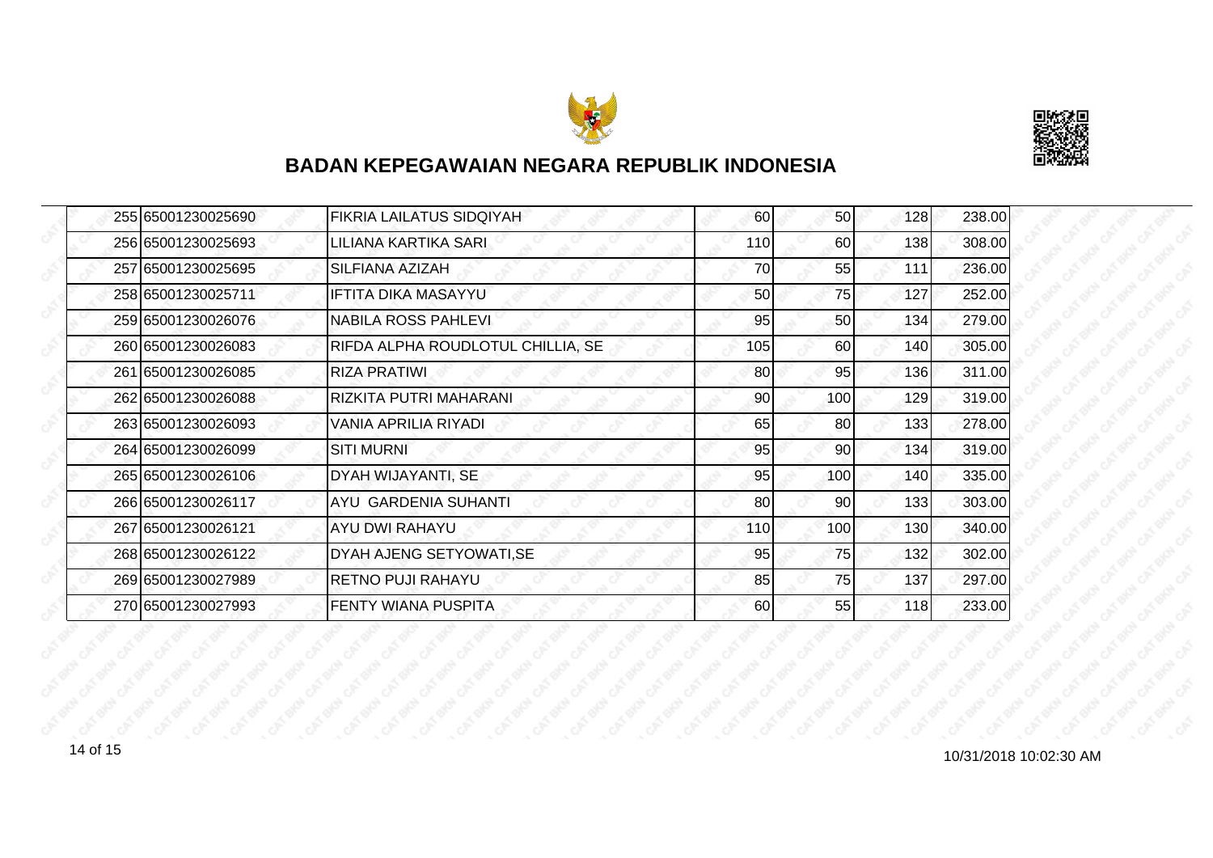# BADAN KEPEGAWAIAN NEGARA REPUBLIK INDONESIA

| | | | | | | |
|---|---|---|---|---|---|---|
| 255 | 65001230025690 | FIKRIA LAILATUS SIDQIYAH | 60 | 50 | 128 | 238.00 |
| 256 | 65001230025693 | LILIANA KARTIKA SARI | 110 | 60 | 138 | 308.00 |
| 257 | 65001230025695 | SILFIANA AZIZAH | 70 | 55 | 111 | 236.00 |
| 258 | 65001230025711 | IFTITA DIKA MASAYYU | 50 | 75 | 127 | 252.00 |
| 259 | 65001230026076 | NABILA ROSS PAHLEVI | 95 | 50 | 134 | 279.00 |
| 260 | 65001230026083 | RIFDA ALPHA ROUDLOTUL CHILLIA, SE | 105 | 60 | 140 | 305.00 |
| 261 | 65001230026085 | RIZA PRATIWI | 80 | 95 | 136 | 311.00 |
| 262 | 65001230026088 | RIZKITA PUTRI MAHARANI | 90 | 100 | 129 | 319.00 |
| 263 | 65001230026093 | VANIA APRILIA RIYADI | 65 | 80 | 133 | 278.00 |
| 264 | 65001230026099 | SITI MURNI | 95 | 90 | 134 | 319.00 |
| 265 | 65001230026106 | DYAH WIJAYANTI, SE | 95 | 100 | 140 | 335.00 |
| 266 | 65001230026117 | AYU GARDENIA SUHANTI | 80 | 90 | 133 | 303.00 |
| 267 | 65001230026121 | AYU DWI RAHAYU | 110 | 100 | 130 | 340.00 |
| 268 | 65001230026122 | DYAH AJENG SETYOWATI,SE | 95 | 75 | 132 | 302.00 |
| 269 | 65001230027989 | RETNO PUJI RAHAYU | 85 | 75 | 137 | 297.00 |
| 270 | 65001230027993 | FENTY WIANA PUSPITA | 60 | 55 | 118 | 233.00 |

10/31/2018 10:02:30 AM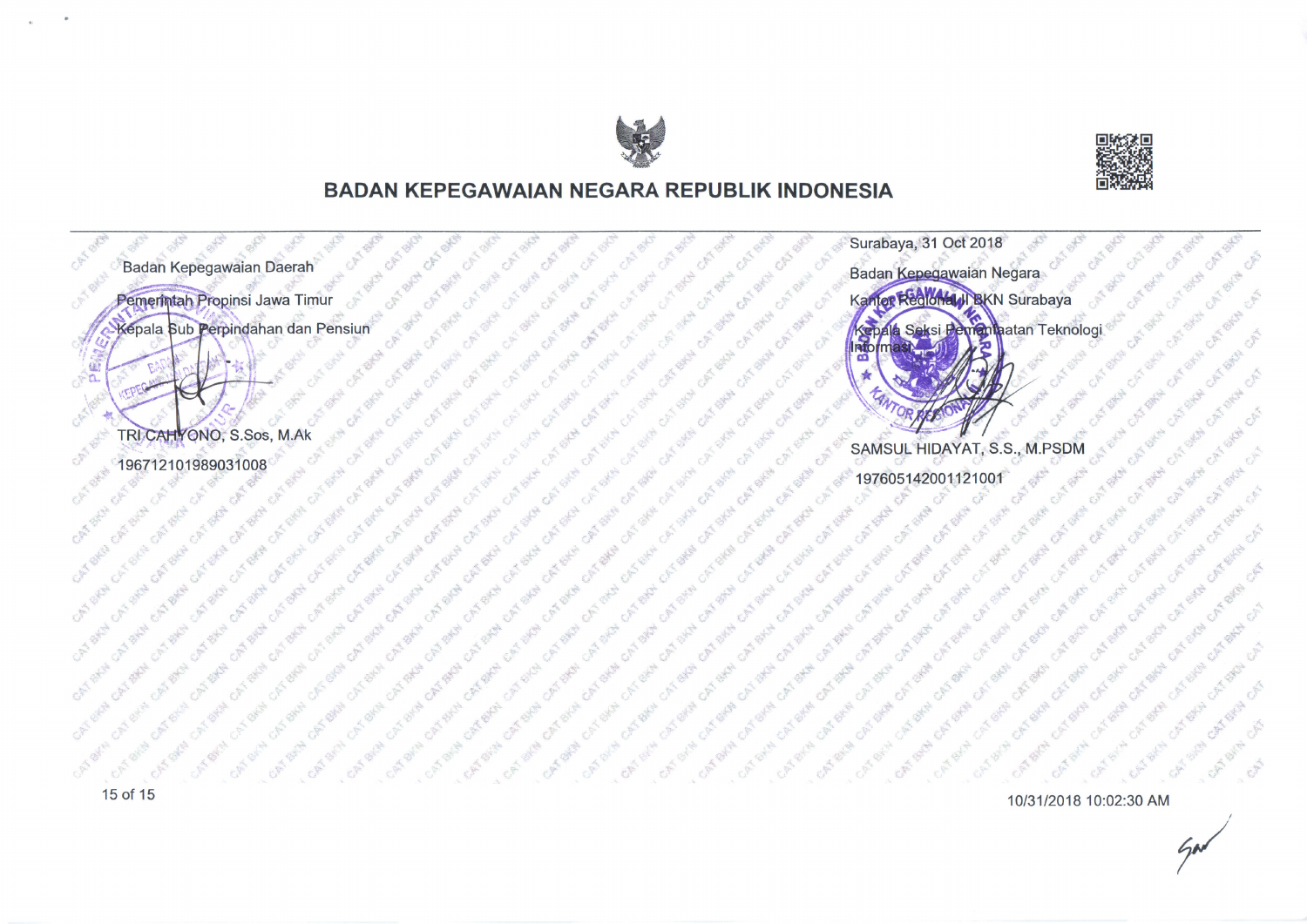# BADAN KEPEGAWAIAN NEGARA REPUBLIK INDONESIA

Badan Kepegawaian Daerah

Pemerintah Propinsi Jawa Timur

Kepala Sub Perpindahan dan Pensiun

TRI CAHYONO, S.Sos, M.Ak

196712101989031008

Surabaya, 31 Oct 2018

Badan Kepegawaian Negara

Kantor Regional II BKN Surabaya

Kepala Seksi Pemanfaatan Teknologi Informasi

SAMSUL HIDAYAT, S.S., M.PSDM

197605142001121001

10/31/2018 10:02:30 AM